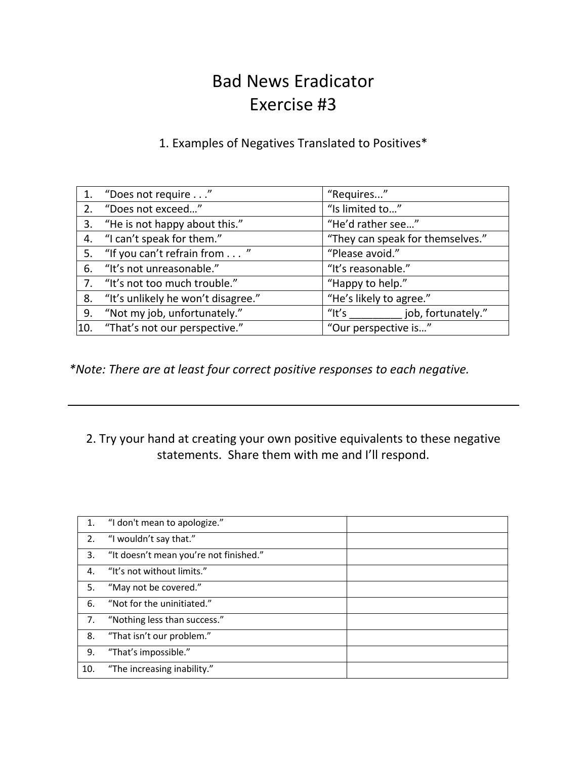# Bad News Eradicator
# Exercise #3

## 1. Examples of Negatives Translated to Positives*

| | Negative | Positive |
|---|---|---|
| 1. | "Does not require . . ." | "Requires..." |
| 2. | "Does not exceed…" | "Is limited to…" |
| 3. | "He is not happy about this." | "He'd rather see…" |
| 4. | "I can't speak for them." | "They can speak for themselves." |
| 5. | "If you can't refrain from . . . " | "Please avoid." |
| 6. | "It's not unreasonable." | "It's reasonable." |
| 7. | "It's not too much trouble." | "Happy to help." |
| 8. | "It's unlikely he won't disagree." | "He's likely to agree." |
| 9. | "Not my job, unfortunately." | "It's _________ job, fortunately." |
| 10. | "That's not our perspective." | "Our perspective is…" |

*\*Note: There are at least four correct positive responses to each negative.*

---

## 2. Try your hand at creating your own positive equivalents to these negative statements. Share them with me and I'll respond.

| | Negative | Positive |
|---|---|---|
| 1. | "I don't mean to apologize." | |
| 2. | "I wouldn't say that." | |
| 3. | "It doesn't mean you're not finished." | |
| 4. | "It's not without limits." | |
| 5. | "May not be covered." | |
| 6. | "Not for the uninitiated." | |
| 7. | "Nothing less than success." | |
| 8. | "That isn't our problem." | |
| 9. | "That's impossible." | |
| 10. | "The increasing inability." | |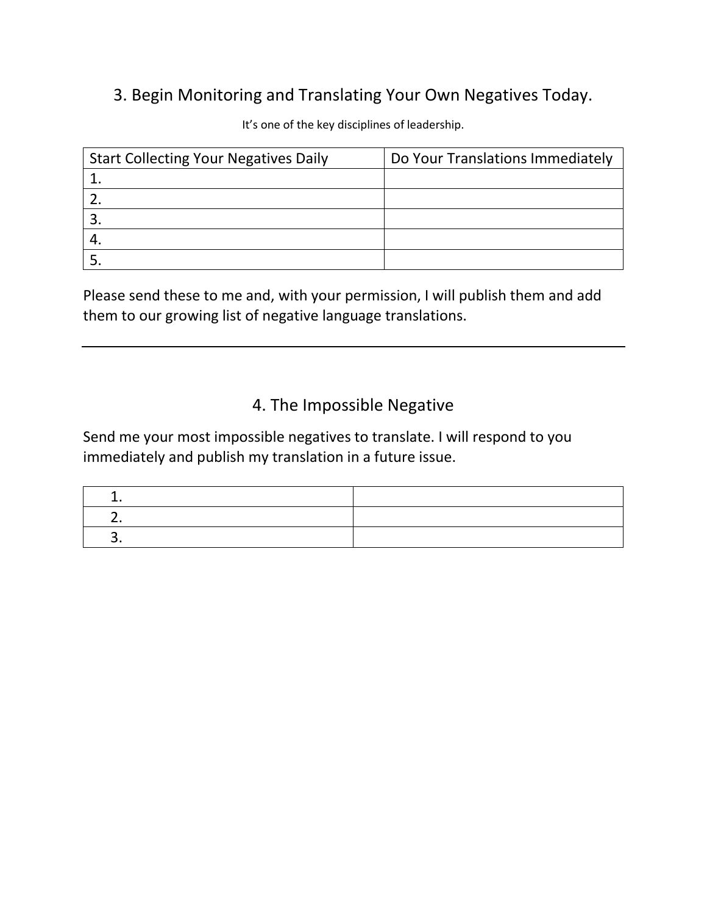## 3. Begin Monitoring and Translating Your Own Negatives Today.

It's one of the key disciplines of leadership.

| Start Collecting Your Negatives Daily | Do Your Translations Immediately |
|---|---|
| 1. | |
| 2. | |
| 3. | |
| 4. | |
| 5. | |

Please send these to me and, with your permission, I will publish them and add them to our growing list of negative language translations.

---

## 4. The Impossible Negative

Send me your most impossible negatives to translate. I will respond to you immediately and publish my translation in a future issue.

| | |
|---|---|
| 1. | |
| 2. | |
| 3. | |